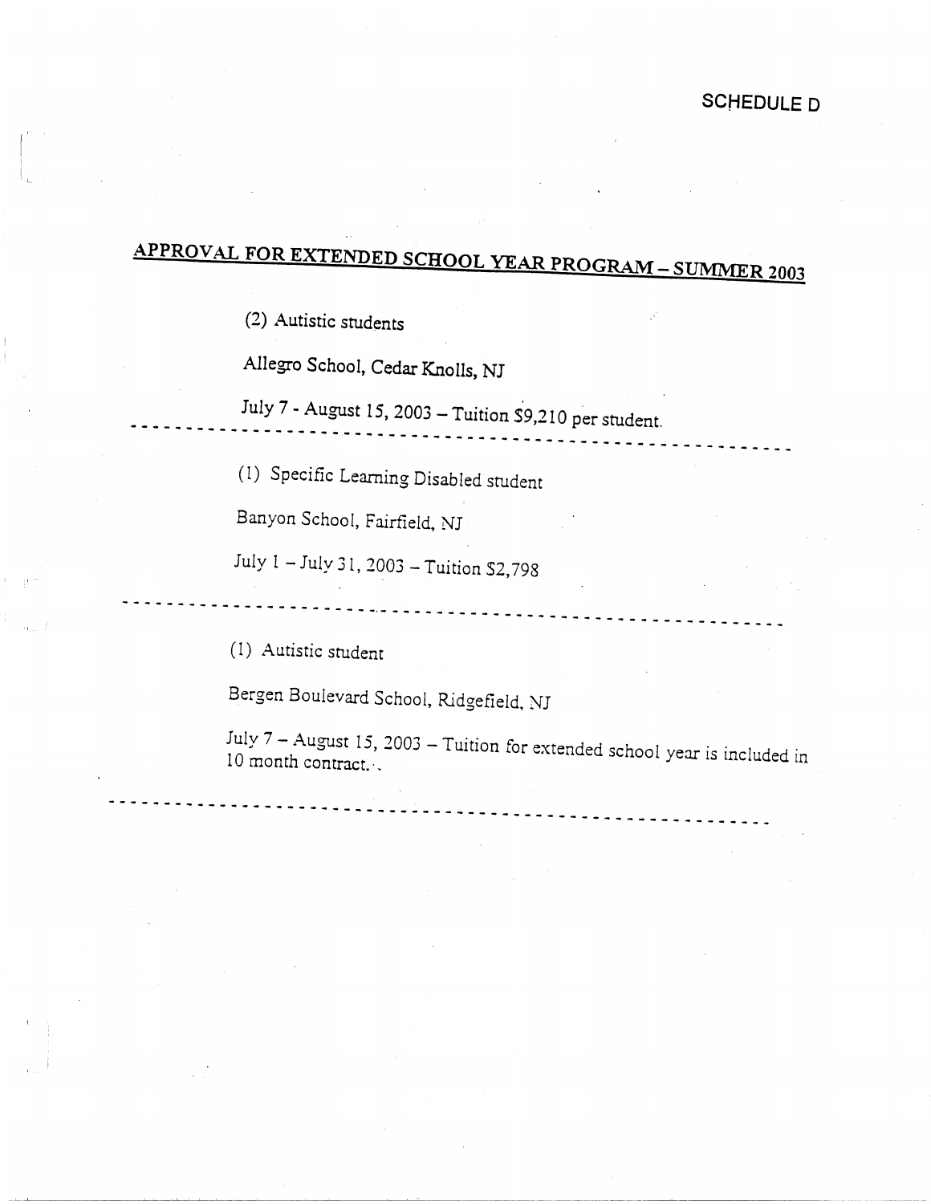SCHEDULE D

# APPROVAL FOR EXTENDED SCHOOL YEAR PROGRAM – SUMMER 2003

(2) Autistic students

Allegro School, Cedar Knolls, NJ

July 7 - August 15, 2003 – Tuition $9,210 per student.

---

(1) Specific Learning Disabled student

Banyon School, Fairfield, NJ

July 1 – July 31, 2003 – Tuition $2,798

---

(1) Autistic student

Bergen Boulevard School, Ridgefield, NJ

July 7 – August 15, 2003 – Tuition for extended school year is included in 10 month contract.

---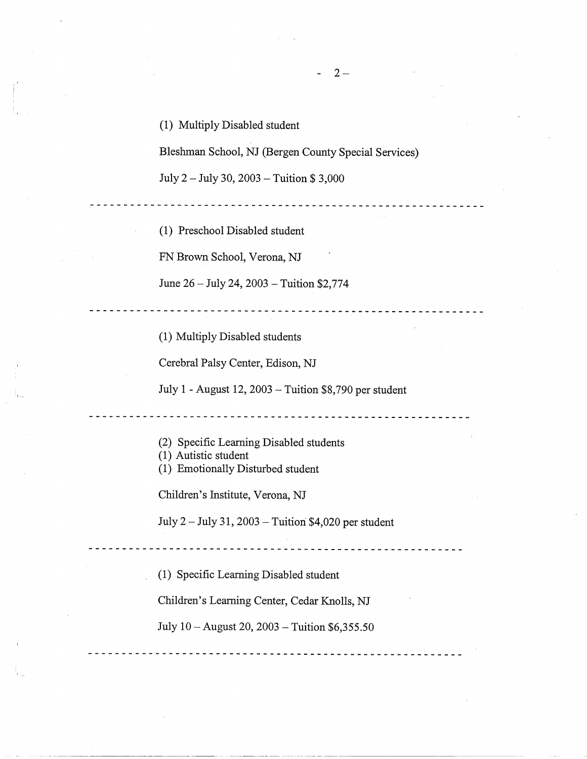(1) Multiply Disabled student

Bleshman School, NJ (Bergen County Special Services)

July 2 – July 30, 2003 – Tuition $ 3,000

---

(1) Preschool Disabled student

FN Brown School, Verona, NJ

June 26 – July 24, 2003 – Tuition $2,774

---

(1) Multiply Disabled students

Cerebral Palsy Center, Edison, NJ

July 1 - August 12, 2003 – Tuition $8,790 per student

---

(2) Specific Learning Disabled students
(1) Autistic student
(1) Emotionally Disturbed student

Children's Institute, Verona, NJ

July 2 – July 31, 2003 – Tuition $4,020 per student

---

(1) Specific Learning Disabled student

Children's Learning Center, Cedar Knolls, NJ

July 10 – August 20, 2003 – Tuition $6,355.50

---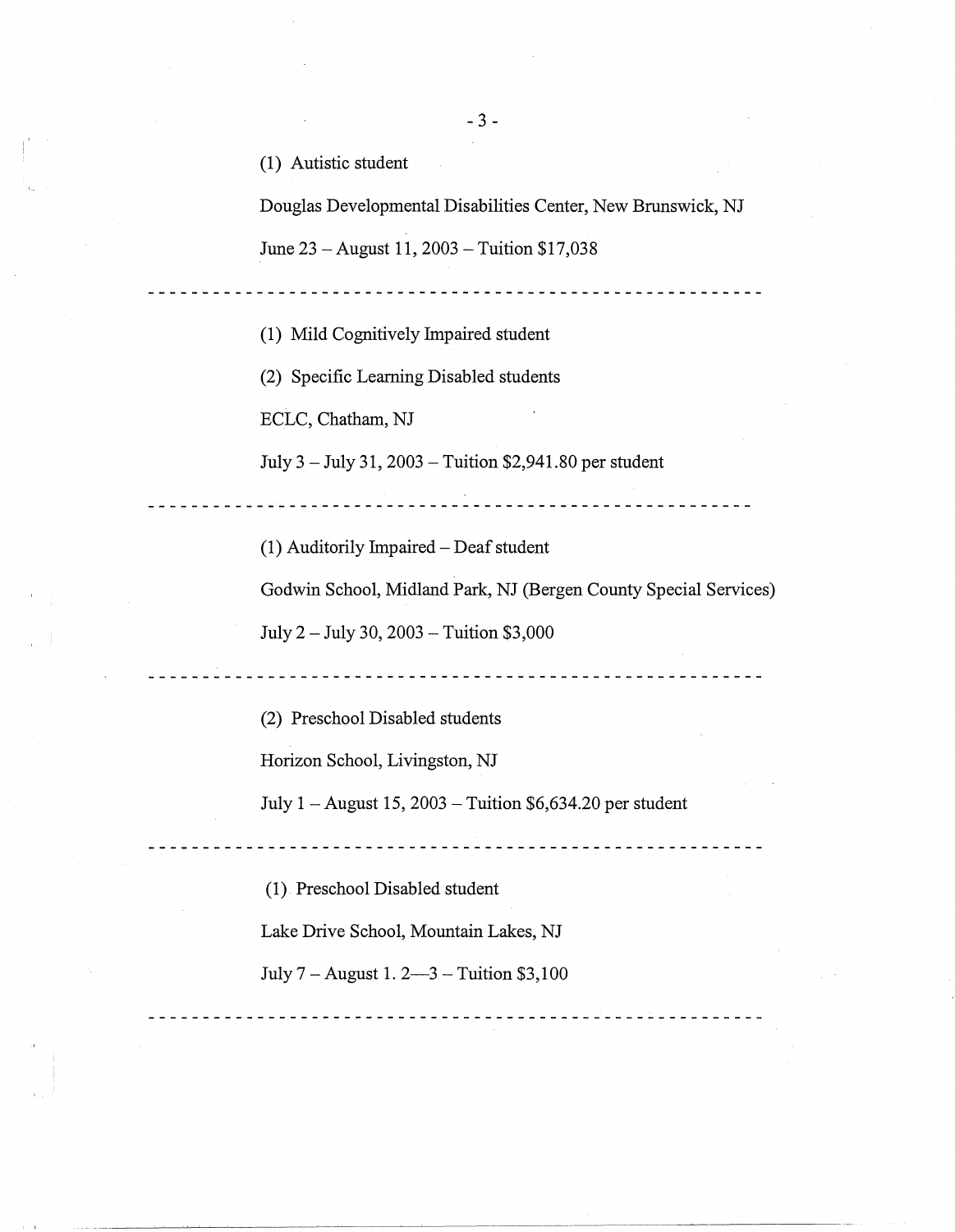(1) Autistic student

Douglas Developmental Disabilities Center, New Brunswick, NJ

June 23 – August 11, 2003 – Tuition $17,038

---

(1) Mild Cognitively Impaired student

(2) Specific Learning Disabled students

ECLC, Chatham, NJ

July 3 – July 31, 2003 – Tuition $2,941.80 per student

---

(1) Auditorily Impaired – Deaf student

Godwin School, Midland Park, NJ (Bergen County Special Services)

July 2 – July 30, 2003 – Tuition $3,000

---

(2) Preschool Disabled students

Horizon School, Livingston, NJ

July 1 – August 15, 2003 – Tuition $6,634.20 per student

---

(1) Preschool Disabled student

Lake Drive School, Mountain Lakes, NJ

July 7 – August 1. 2—3 – Tuition $3,100

---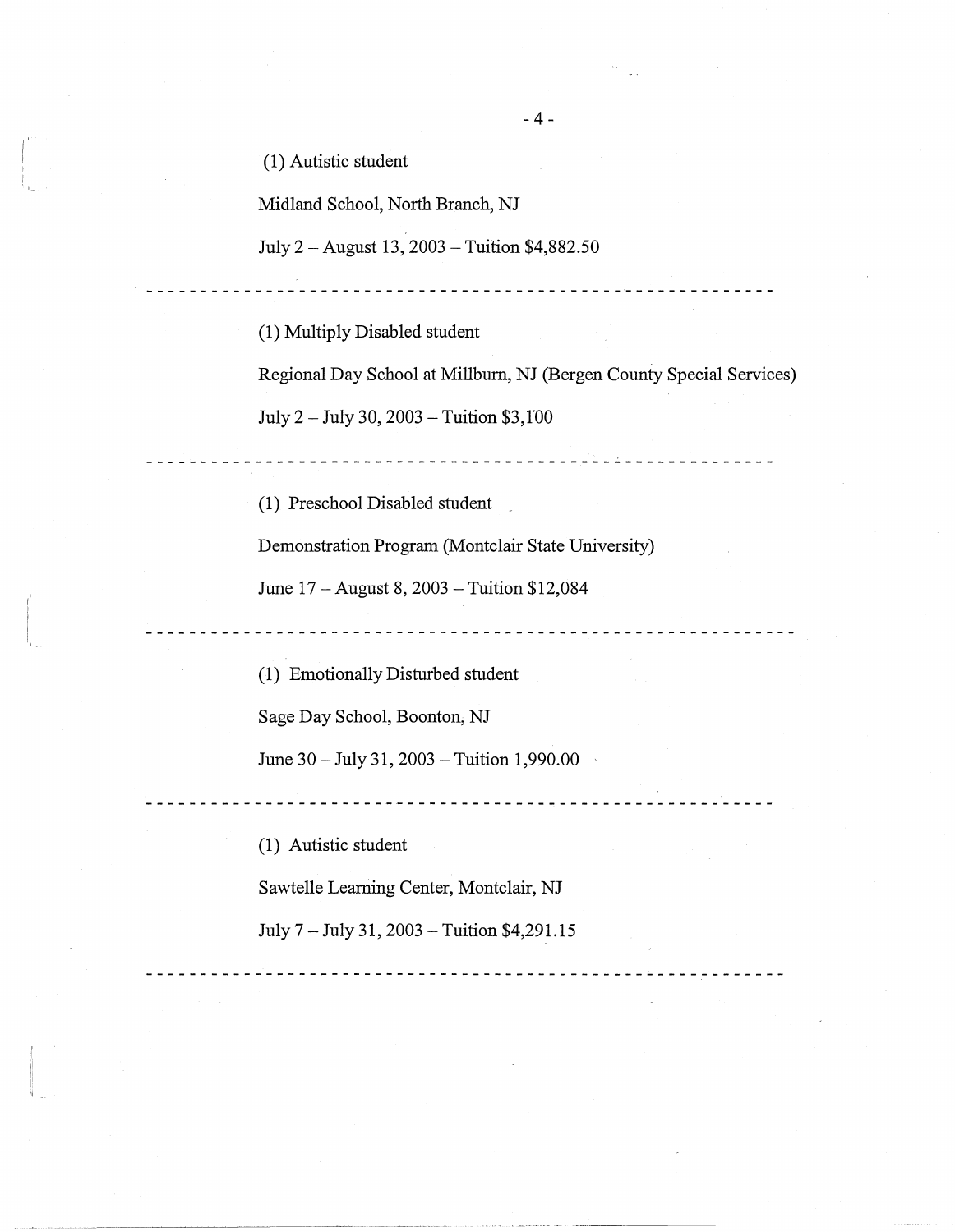(1) Autistic student

Midland School, North Branch, NJ

July 2 – August 13, 2003 – Tuition $4,882.50

---

(1) Multiply Disabled student

Regional Day School at Millburn, NJ (Bergen County Special Services)

July 2 – July 30, 2003 – Tuition $3,100

---

(1) Preschool Disabled student

Demonstration Program (Montclair State University)

June 17 – August 8, 2003 – Tuition $12,084

---

(1) Emotionally Disturbed student

Sage Day School, Boonton, NJ

June 30 – July 31, 2003 – Tuition 1,990.00

---

(1) Autistic student

Sawtelle Learning Center, Montclair, NJ

July 7 – July 31, 2003 – Tuition $4,291.15

---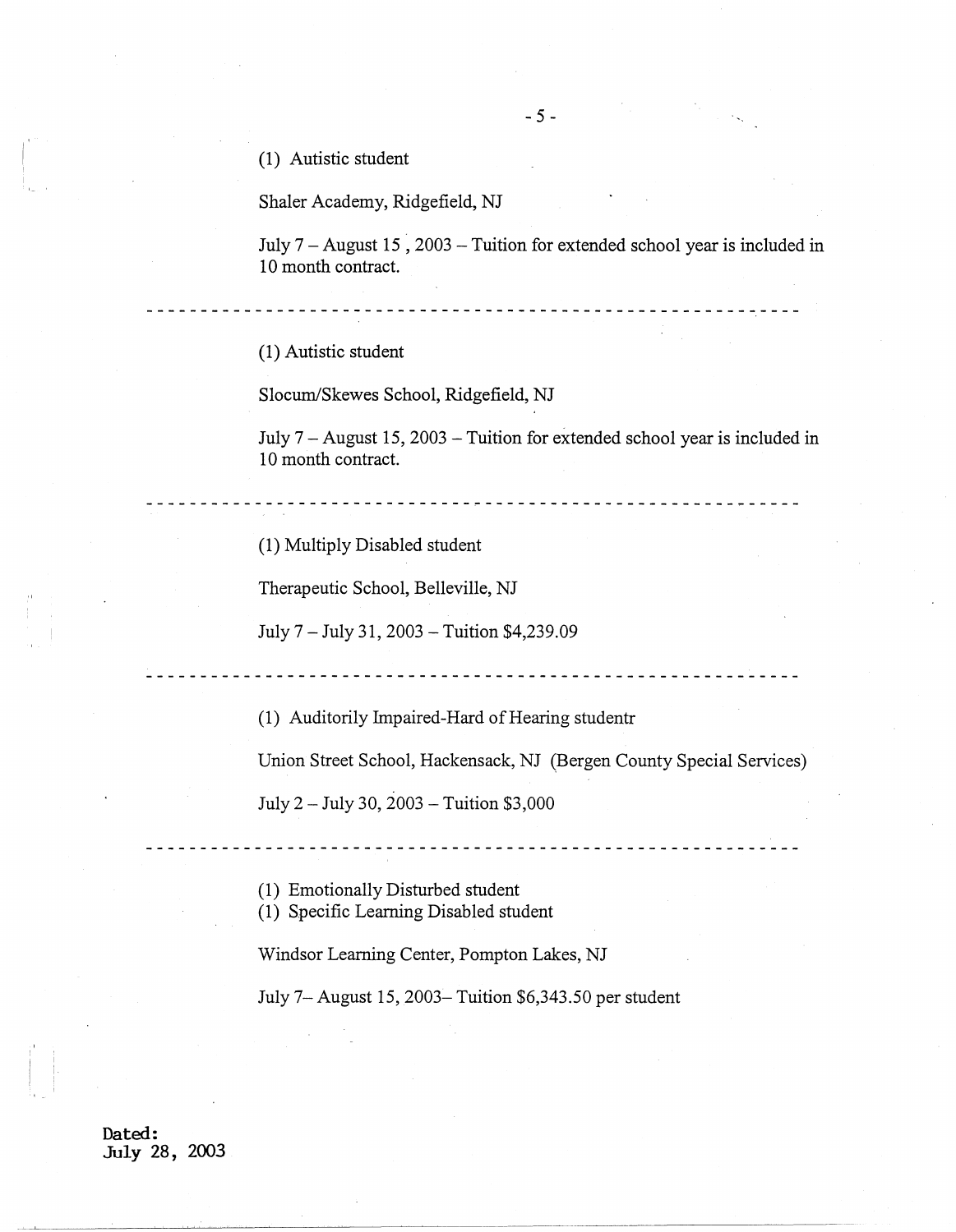(1) Autistic student

Shaler Academy, Ridgefield, NJ

July 7 – August 15 , 2003 – Tuition for extended school year is included in 10 month contract.

---

(1) Autistic student

Slocum/Skewes School, Ridgefield, NJ

July 7 – August 15, 2003 – Tuition for extended school year is included in 10 month contract.

---

(1) Multiply Disabled student

Therapeutic School, Belleville, NJ

July 7 – July 31, 2003 – Tuition $4,239.09

---

(1) Auditorily Impaired-Hard of Hearing studentr

Union Street School, Hackensack, NJ (Bergen County Special Services)

July 2 – July 30, 2003 – Tuition $3,000

---

(1) Emotionally Disturbed student
(1) Specific Learning Disabled student

Windsor Learning Center, Pompton Lakes, NJ

July 7– August 15, 2003– Tuition $6,343.50 per student

Dated:
July 28, 2003